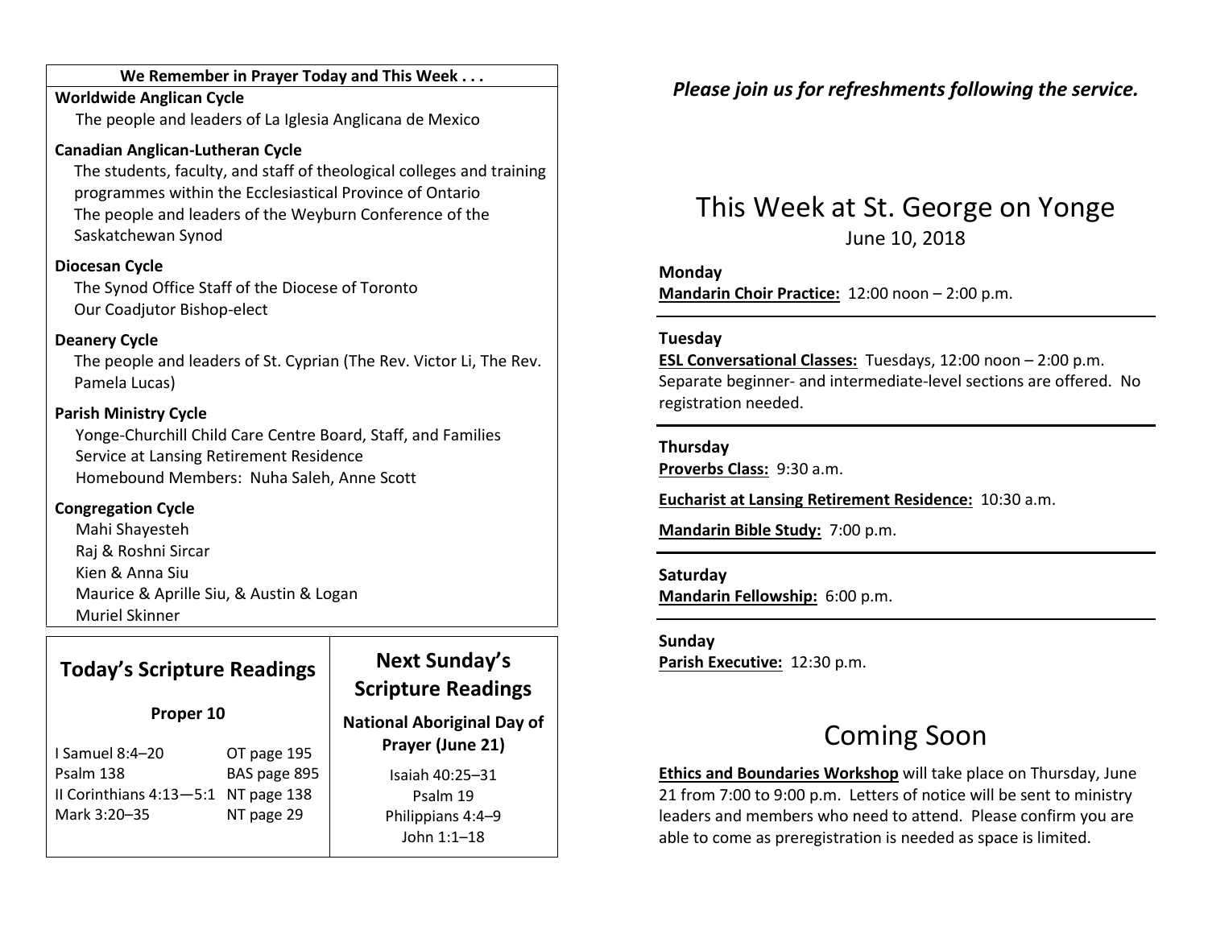**We Remember in Prayer Today and This Week . . .**

**Worldwide Anglican Cycle**

The people and leaders of La Iglesia Anglicana de Mexico

**Canadian Anglican-Lutheran Cycle**

The students, faculty, and staff of theological colleges and training programmes within the Ecclesiastical Province of Ontario
The people and leaders of the Weyburn Conference of the Saskatchewan Synod

**Diocesan Cycle**

The Synod Office Staff of the Diocese of Toronto
Our Coadjutor Bishop-elect

**Deanery Cycle**

The people and leaders of St. Cyprian (The Rev. Victor Li, The Rev. Pamela Lucas)

**Parish Ministry Cycle**

Yonge-Churchill Child Care Centre Board, Staff, and Families
Service at Lansing Retirement Residence
Homebound Members: Nuha Saleh, Anne Scott

**Congregation Cycle**

Mahi Shayesteh
Raj & Roshni Sircar
Kien & Anna Siu
Maurice & Aprille Siu, & Austin & Logan
Muriel Skinner

## Today's Scripture Readings

**Proper 10**

| | |
|---|---|
| I Samuel 8:4–20 | OT page 195 |
| Psalm 138 | BAS page 895 |
| II Corinthians 4:13—5:1 | NT page 138 |
| Mark 3:20–35 | NT page 29 |

## Next Sunday's Scripture Readings

**National Aboriginal Day of Prayer (June 21)**

Isaiah 40:25–31
Psalm 19
Philippians 4:4–9
John 1:1–18

***Please join us for refreshments following the service.***

# This Week at St. George on Yonge

June 10, 2018

**Monday**

**Mandarin Choir Practice:** 12:00 noon – 2:00 p.m.

**Tuesday**

**ESL Conversational Classes:** Tuesdays, 12:00 noon – 2:00 p.m. Separate beginner- and intermediate-level sections are offered. No registration needed.

**Thursday**

**Proverbs Class:** 9:30 a.m.

**Eucharist at Lansing Retirement Residence:** 10:30 a.m.

**Mandarin Bible Study:** 7:00 p.m.

**Saturday**

**Mandarin Fellowship:** 6:00 p.m.

**Sunday**

**Parish Executive:** 12:30 p.m.

# Coming Soon

**Ethics and Boundaries Workshop** will take place on Thursday, June 21 from 7:00 to 9:00 p.m. Letters of notice will be sent to ministry leaders and members who need to attend. Please confirm you are able to come as preregistration is needed as space is limited.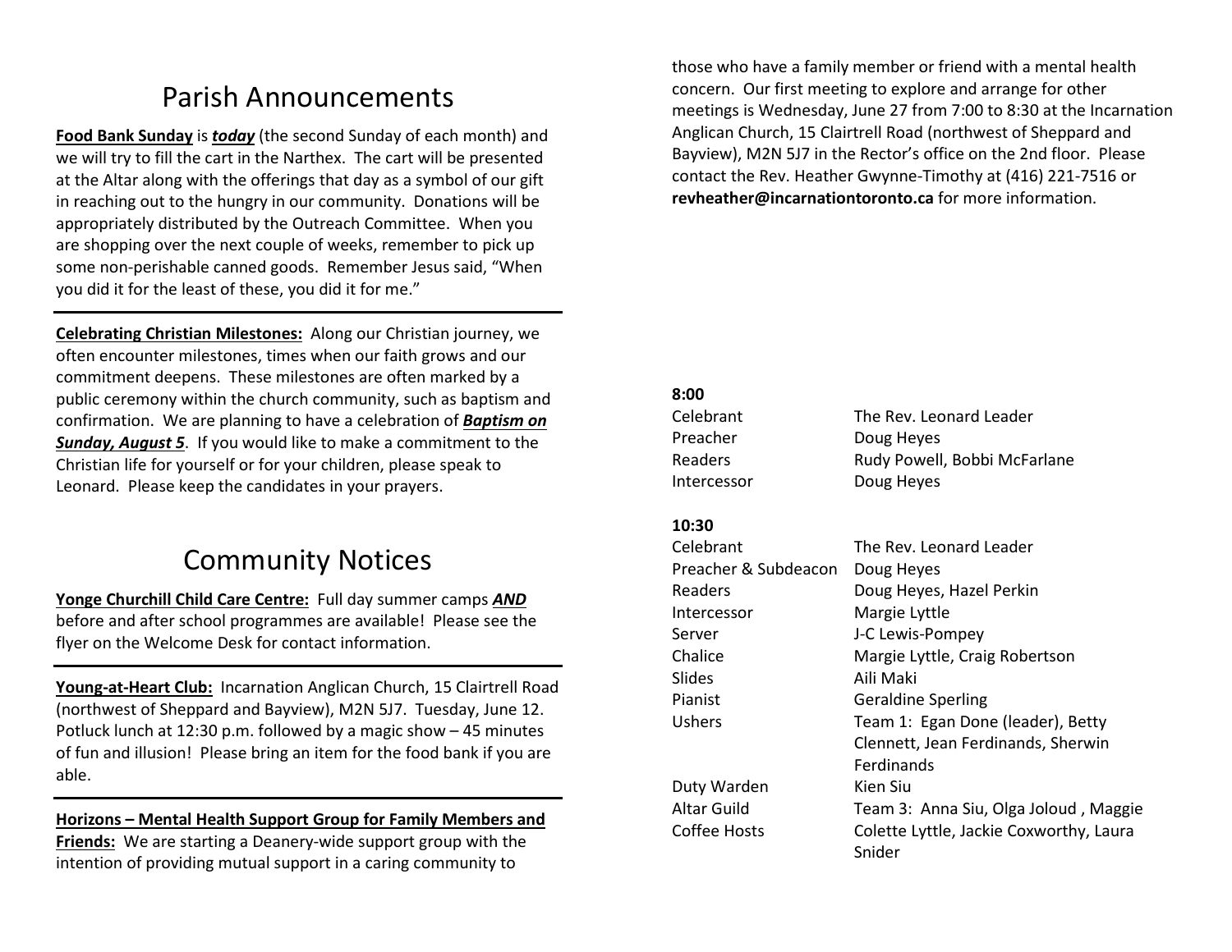# Parish Announcements

**Food Bank Sunday** is ***today*** (the second Sunday of each month) and we will try to fill the cart in the Narthex. The cart will be presented at the Altar along with the offerings that day as a symbol of our gift in reaching out to the hungry in our community. Donations will be appropriately distributed by the Outreach Committee. When you are shopping over the next couple of weeks, remember to pick up some non-perishable canned goods. Remember Jesus said, "When you did it for the least of these, you did it for me."

---

**Celebrating Christian Milestones:** Along our Christian journey, we often encounter milestones, times when our faith grows and our commitment deepens. These milestones are often marked by a public ceremony within the church community, such as baptism and confirmation. We are planning to have a celebration of ***Baptism on Sunday, August 5***. If you would like to make a commitment to the Christian life for yourself or for your children, please speak to Leonard. Please keep the candidates in your prayers.

# Community Notices

**Yonge Churchill Child Care Centre:** Full day summer camps ***AND*** before and after school programmes are available! Please see the flyer on the Welcome Desk for contact information.

---

**Young-at-Heart Club:** Incarnation Anglican Church, 15 Clairtrell Road (northwest of Sheppard and Bayview), M2N 5J7. Tuesday, June 12. Potluck lunch at 12:30 p.m. followed by a magic show – 45 minutes of fun and illusion! Please bring an item for the food bank if you are able.

---

**Horizons – Mental Health Support Group for Family Members and Friends:** We are starting a Deanery-wide support group with the intention of providing mutual support in a caring community to those who have a family member or friend with a mental health concern. Our first meeting to explore and arrange for other meetings is Wednesday, June 27 from 7:00 to 8:30 at the Incarnation Anglican Church, 15 Clairtrell Road (northwest of Sheppard and Bayview), M2N 5J7 in the Rector's office on the 2nd floor. Please contact the Rev. Heather Gwynne-Timothy at (416) 221-7516 or **revheather@incarnationtoronto.ca** for more information.

**8:00**

| | |
|---|---|
| Celebrant | The Rev. Leonard Leader |
| Preacher | Doug Heyes |
| Readers | Rudy Powell, Bobbi McFarlane |
| Intercessor | Doug Heyes |

**10:30**

| | |
|---|---|
| Celebrant | The Rev. Leonard Leader |
| Preacher & Subdeacon | Doug Heyes |
| Readers | Doug Heyes, Hazel Perkin |
| Intercessor | Margie Lyttle |
| Server | J-C Lewis-Pompey |
| Chalice | Margie Lyttle, Craig Robertson |
| Slides | Aili Maki |
| Pianist | Geraldine Sperling |
| Ushers | Team 1: Egan Done (leader), Betty Clennett, Jean Ferdinands, Sherwin Ferdinands |
| Duty Warden | Kien Siu |
| Altar Guild | Team 3: Anna Siu, Olga Joloud , Maggie |
| Coffee Hosts | Colette Lyttle, Jackie Coxworthy, Laura Snider |